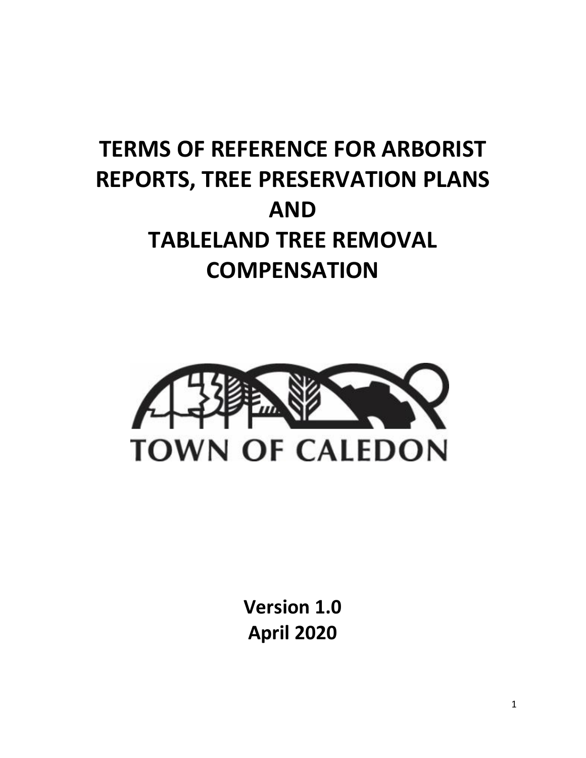# TERMS OF REFERENCE FOR ARBORIST REPORTS, TREE PRESERVATION PLANS AND TABLELAND TREE REMOVAL COMPENSATION

TOWN OF CALEDON

**Version 1.0**
**April 2020**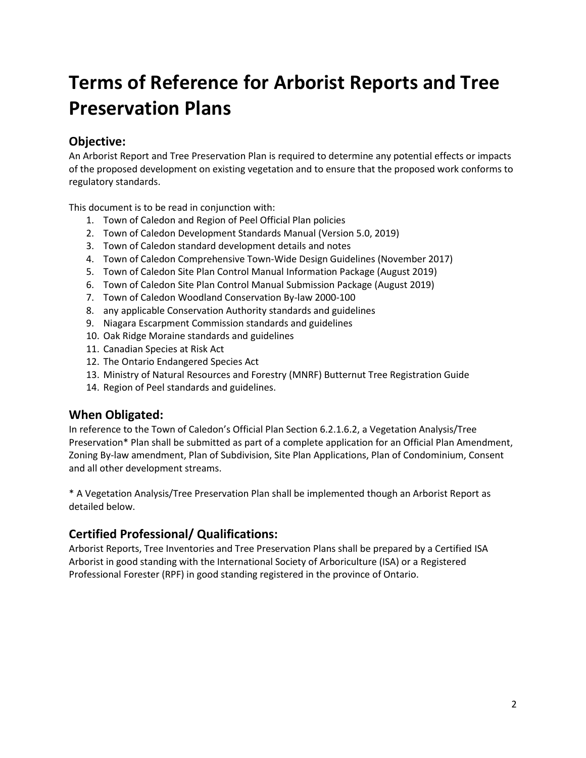# Terms of Reference for Arborist Reports and Tree Preservation Plans

## Objective:

An Arborist Report and Tree Preservation Plan is required to determine any potential effects or impacts of the proposed development on existing vegetation and to ensure that the proposed work conforms to regulatory standards.

This document is to be read in conjunction with:

1. Town of Caledon and Region of Peel Official Plan policies
2. Town of Caledon Development Standards Manual (Version 5.0, 2019)
3. Town of Caledon standard development details and notes
4. Town of Caledon Comprehensive Town-Wide Design Guidelines (November 2017)
5. Town of Caledon Site Plan Control Manual Information Package (August 2019)
6. Town of Caledon Site Plan Control Manual Submission Package (August 2019)
7. Town of Caledon Woodland Conservation By-law 2000-100
8. any applicable Conservation Authority standards and guidelines
9. Niagara Escarpment Commission standards and guidelines
10. Oak Ridge Moraine standards and guidelines
11. Canadian Species at Risk Act
12. The Ontario Endangered Species Act
13. Ministry of Natural Resources and Forestry (MNRF) Butternut Tree Registration Guide
14. Region of Peel standards and guidelines.

## When Obligated:

In reference to the Town of Caledon's Official Plan Section 6.2.1.6.2, a Vegetation Analysis/Tree Preservation* Plan shall be submitted as part of a complete application for an Official Plan Amendment, Zoning By-law amendment, Plan of Subdivision, Site Plan Applications, Plan of Condominium, Consent and all other development streams.

* A Vegetation Analysis/Tree Preservation Plan shall be implemented though an Arborist Report as detailed below.

## Certified Professional/ Qualifications:

Arborist Reports, Tree Inventories and Tree Preservation Plans shall be prepared by a Certified ISA Arborist in good standing with the International Society of Arboriculture (ISA) or a Registered Professional Forester (RPF) in good standing registered in the province of Ontario.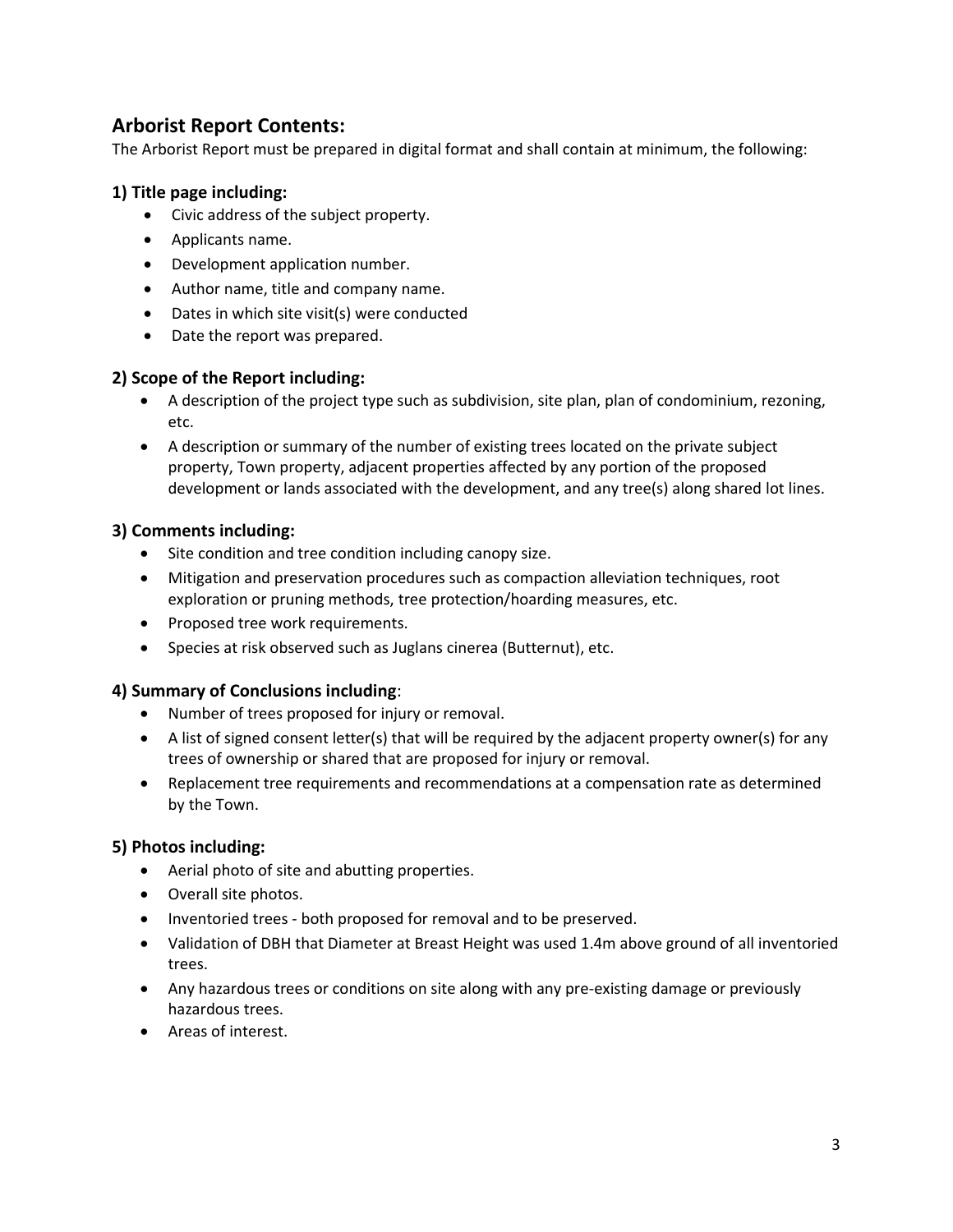## Arborist Report Contents:

The Arborist Report must be prepared in digital format and shall contain at minimum, the following:

### 1) Title page including:

- Civic address of the subject property.
- Applicants name.
- Development application number.
- Author name, title and company name.
- Dates in which site visit(s) were conducted
- Date the report was prepared.

### 2) Scope of the Report including:

- A description of the project type such as subdivision, site plan, plan of condominium, rezoning, etc.
- A description or summary of the number of existing trees located on the private subject property, Town property, adjacent properties affected by any portion of the proposed development or lands associated with the development, and any tree(s) along shared lot lines.

### 3) Comments including:

- Site condition and tree condition including canopy size.
- Mitigation and preservation procedures such as compaction alleviation techniques, root exploration or pruning methods, tree protection/hoarding measures, etc.
- Proposed tree work requirements.
- Species at risk observed such as Juglans cinerea (Butternut), etc.

### 4) Summary of Conclusions including:

- Number of trees proposed for injury or removal.
- A list of signed consent letter(s) that will be required by the adjacent property owner(s) for any trees of ownership or shared that are proposed for injury or removal.
- Replacement tree requirements and recommendations at a compensation rate as determined by the Town.

### 5) Photos including:

- Aerial photo of site and abutting properties.
- Overall site photos.
- Inventoried trees - both proposed for removal and to be preserved.
- Validation of DBH that Diameter at Breast Height was used 1.4m above ground of all inventoried trees.
- Any hazardous trees or conditions on site along with any pre-existing damage or previously hazardous trees.
- Areas of interest.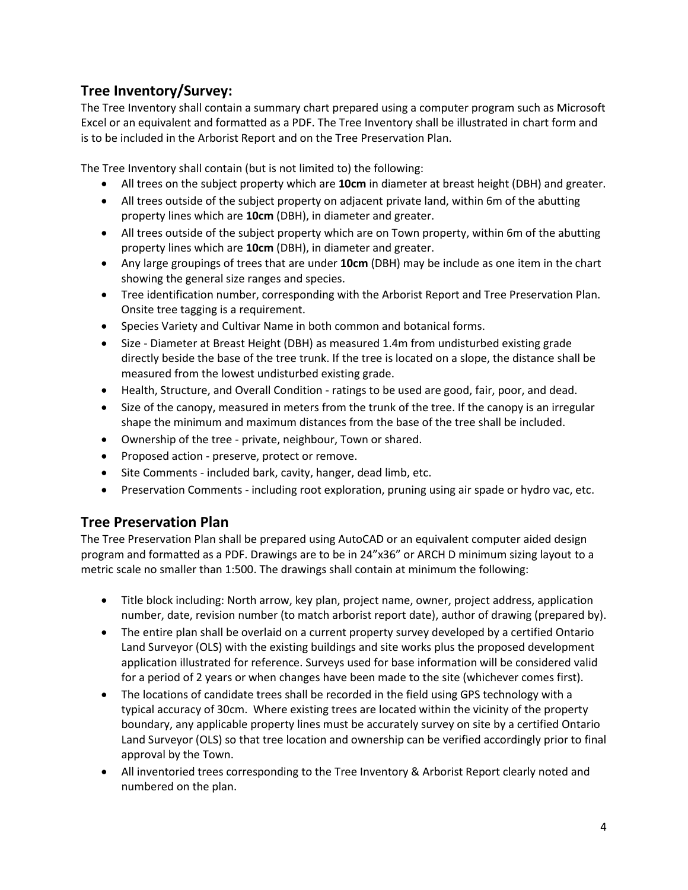## Tree Inventory/Survey:

The Tree Inventory shall contain a summary chart prepared using a computer program such as Microsoft Excel or an equivalent and formatted as a PDF. The Tree Inventory shall be illustrated in chart form and is to be included in the Arborist Report and on the Tree Preservation Plan.

The Tree Inventory shall contain (but is not limited to) the following:

- All trees on the subject property which are **10cm** in diameter at breast height (DBH) and greater.
- All trees outside of the subject property on adjacent private land, within 6m of the abutting property lines which are **10cm** (DBH), in diameter and greater.
- All trees outside of the subject property which are on Town property, within 6m of the abutting property lines which are **10cm** (DBH), in diameter and greater.
- Any large groupings of trees that are under **10cm** (DBH) may be include as one item in the chart showing the general size ranges and species.
- Tree identification number, corresponding with the Arborist Report and Tree Preservation Plan. Onsite tree tagging is a requirement.
- Species Variety and Cultivar Name in both common and botanical forms.
- Size - Diameter at Breast Height (DBH) as measured 1.4m from undisturbed existing grade directly beside the base of the tree trunk. If the tree is located on a slope, the distance shall be measured from the lowest undisturbed existing grade.
- Health, Structure, and Overall Condition - ratings to be used are good, fair, poor, and dead.
- Size of the canopy, measured in meters from the trunk of the tree. If the canopy is an irregular shape the minimum and maximum distances from the base of the tree shall be included.
- Ownership of the tree - private, neighbour, Town or shared.
- Proposed action - preserve, protect or remove.
- Site Comments - included bark, cavity, hanger, dead limb, etc.
- Preservation Comments - including root exploration, pruning using air spade or hydro vac, etc.

## Tree Preservation Plan

The Tree Preservation Plan shall be prepared using AutoCAD or an equivalent computer aided design program and formatted as a PDF. Drawings are to be in 24"x36" or ARCH D minimum sizing layout to a metric scale no smaller than 1:500. The drawings shall contain at minimum the following:

- Title block including: North arrow, key plan, project name, owner, project address, application number, date, revision number (to match arborist report date), author of drawing (prepared by).
- The entire plan shall be overlaid on a current property survey developed by a certified Ontario Land Surveyor (OLS) with the existing buildings and site works plus the proposed development application illustrated for reference. Surveys used for base information will be considered valid for a period of 2 years or when changes have been made to the site (whichever comes first).
- The locations of candidate trees shall be recorded in the field using GPS technology with a typical accuracy of 30cm. Where existing trees are located within the vicinity of the property boundary, any applicable property lines must be accurately survey on site by a certified Ontario Land Surveyor (OLS) so that tree location and ownership can be verified accordingly prior to final approval by the Town.
- All inventoried trees corresponding to the Tree Inventory & Arborist Report clearly noted and numbered on the plan.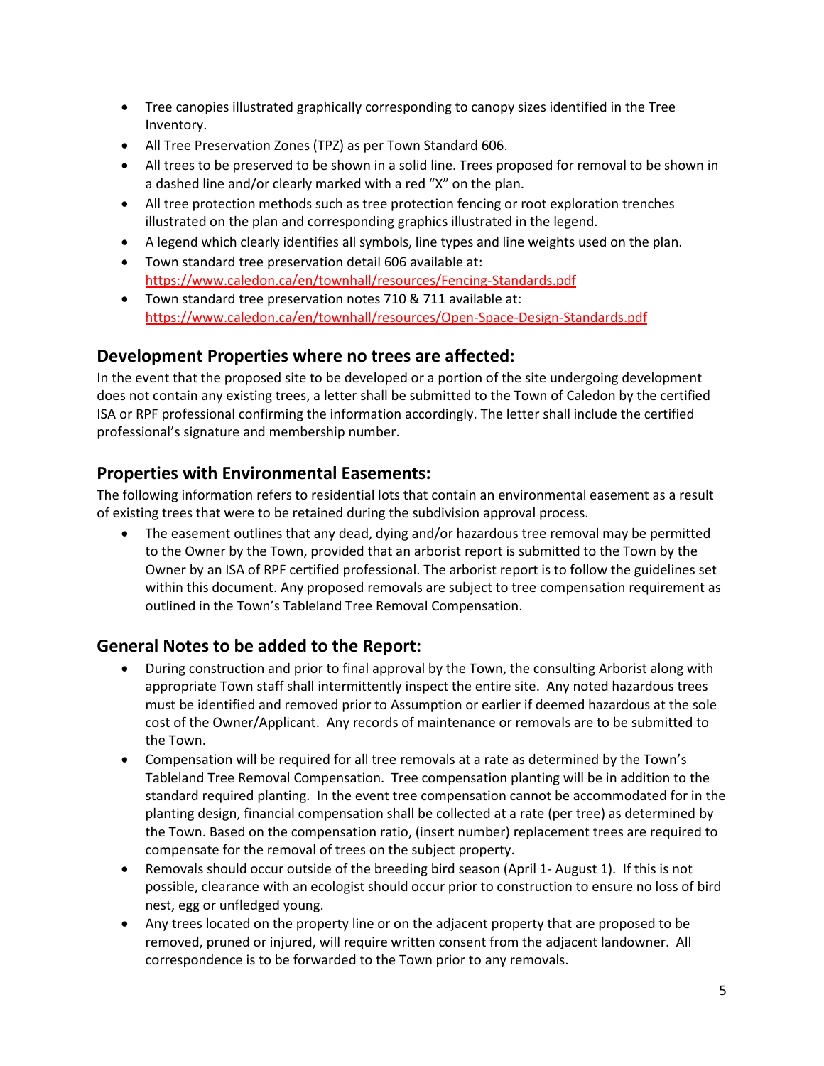- Tree canopies illustrated graphically corresponding to canopy sizes identified in the Tree Inventory.
- All Tree Preservation Zones (TPZ) as per Town Standard 606.
- All trees to be preserved to be shown in a solid line. Trees proposed for removal to be shown in a dashed line and/or clearly marked with a red "X" on the plan.
- All tree protection methods such as tree protection fencing or root exploration trenches illustrated on the plan and corresponding graphics illustrated in the legend.
- A legend which clearly identifies all symbols, line types and line weights used on the plan.
- Town standard tree preservation detail 606 available at: https://www.caledon.ca/en/townhall/resources/Fencing-Standards.pdf
- Town standard tree preservation notes 710 & 711 available at: https://www.caledon.ca/en/townhall/resources/Open-Space-Design-Standards.pdf

## Development Properties where no trees are affected:

In the event that the proposed site to be developed or a portion of the site undergoing development does not contain any existing trees, a letter shall be submitted to the Town of Caledon by the certified ISA or RPF professional confirming the information accordingly. The letter shall include the certified professional's signature and membership number.

## Properties with Environmental Easements:

The following information refers to residential lots that contain an environmental easement as a result of existing trees that were to be retained during the subdivision approval process.

- The easement outlines that any dead, dying and/or hazardous tree removal may be permitted to the Owner by the Town, provided that an arborist report is submitted to the Town by the Owner by an ISA of RPF certified professional. The arborist report is to follow the guidelines set within this document. Any proposed removals are subject to tree compensation requirement as outlined in the Town's Tableland Tree Removal Compensation.

## General Notes to be added to the Report:

- During construction and prior to final approval by the Town, the consulting Arborist along with appropriate Town staff shall intermittently inspect the entire site. Any noted hazardous trees must be identified and removed prior to Assumption or earlier if deemed hazardous at the sole cost of the Owner/Applicant. Any records of maintenance or removals are to be submitted to the Town.
- Compensation will be required for all tree removals at a rate as determined by the Town's Tableland Tree Removal Compensation. Tree compensation planting will be in addition to the standard required planting. In the event tree compensation cannot be accommodated for in the planting design, financial compensation shall be collected at a rate (per tree) as determined by the Town. Based on the compensation ratio, (insert number) replacement trees are required to compensate for the removal of trees on the subject property.
- Removals should occur outside of the breeding bird season (April 1- August 1). If this is not possible, clearance with an ecologist should occur prior to construction to ensure no loss of bird nest, egg or unfledged young.
- Any trees located on the property line or on the adjacent property that are proposed to be removed, pruned or injured, will require written consent from the adjacent landowner. All correspondence is to be forwarded to the Town prior to any removals.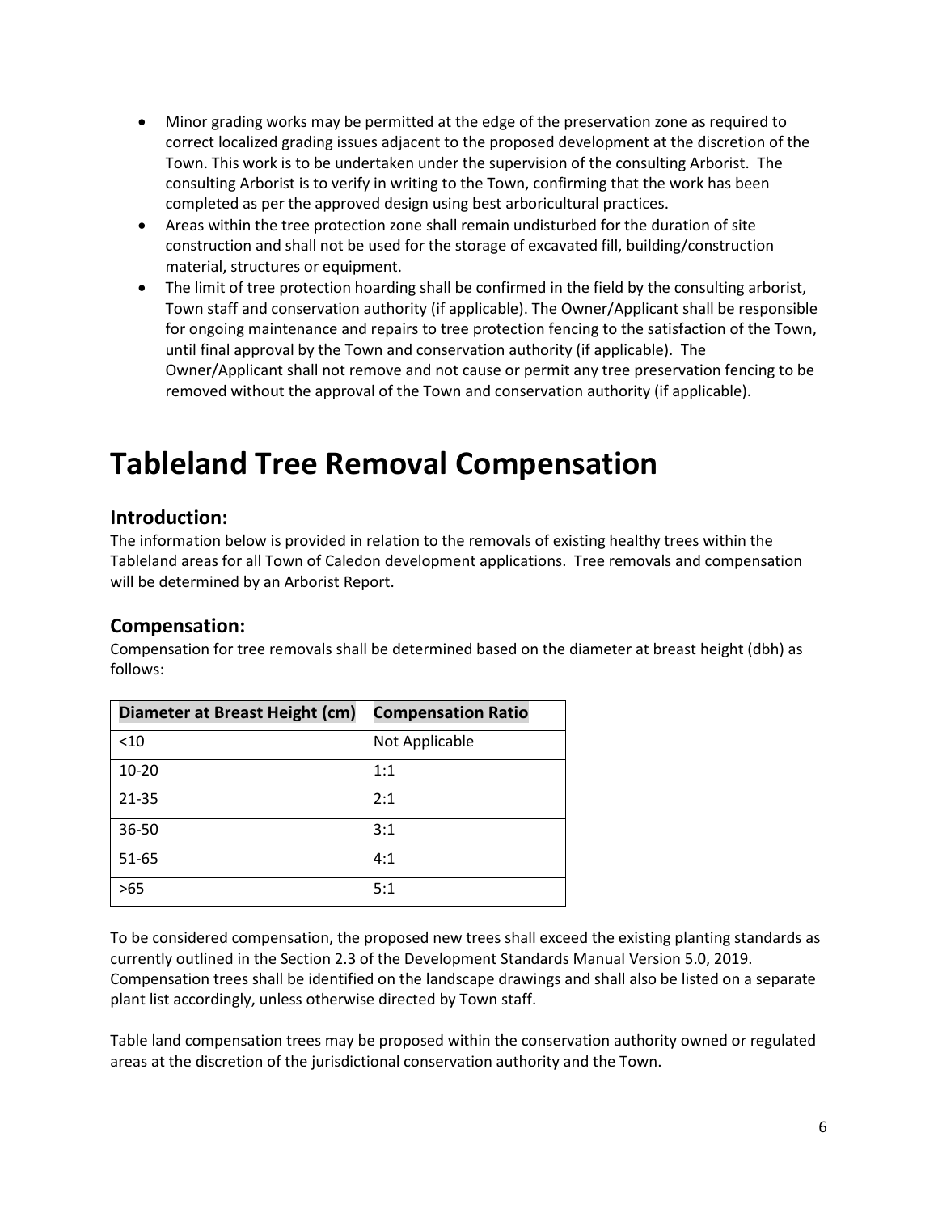- Minor grading works may be permitted at the edge of the preservation zone as required to correct localized grading issues adjacent to the proposed development at the discretion of the Town. This work is to be undertaken under the supervision of the consulting Arborist. The consulting Arborist is to verify in writing to the Town, confirming that the work has been completed as per the approved design using best arboricultural practices.
- Areas within the tree protection zone shall remain undisturbed for the duration of site construction and shall not be used for the storage of excavated fill, building/construction material, structures or equipment.
- The limit of tree protection hoarding shall be confirmed in the field by the consulting arborist, Town staff and conservation authority (if applicable). The Owner/Applicant shall be responsible for ongoing maintenance and repairs to tree protection fencing to the satisfaction of the Town, until final approval by the Town and conservation authority (if applicable). The Owner/Applicant shall not remove and not cause or permit any tree preservation fencing to be removed without the approval of the Town and conservation authority (if applicable).

# Tableland Tree Removal Compensation

## Introduction:

The information below is provided in relation to the removals of existing healthy trees within the Tableland areas for all Town of Caledon development applications. Tree removals and compensation will be determined by an Arborist Report.

## Compensation:

Compensation for tree removals shall be determined based on the diameter at breast height (dbh) as follows:

| Diameter at Breast Height (cm) | Compensation Ratio |
|---|---|
| <10 | Not Applicable |
| 10-20 | 1:1 |
| 21-35 | 2:1 |
| 36-50 | 3:1 |
| 51-65 | 4:1 |
| >65 | 5:1 |

To be considered compensation, the proposed new trees shall exceed the existing planting standards as currently outlined in the Section 2.3 of the Development Standards Manual Version 5.0, 2019. Compensation trees shall be identified on the landscape drawings and shall also be listed on a separate plant list accordingly, unless otherwise directed by Town staff.

Table land compensation trees may be proposed within the conservation authority owned or regulated areas at the discretion of the jurisdictional conservation authority and the Town.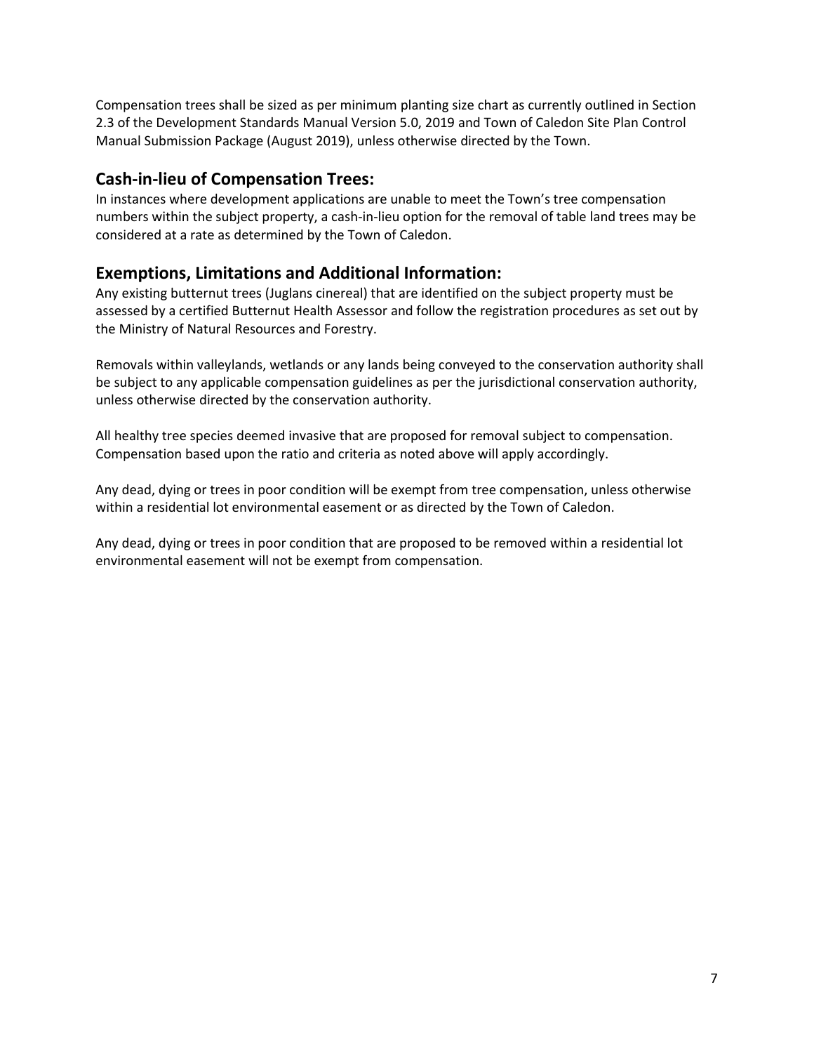Compensation trees shall be sized as per minimum planting size chart as currently outlined in Section 2.3 of the Development Standards Manual Version 5.0, 2019 and Town of Caledon Site Plan Control Manual Submission Package (August 2019), unless otherwise directed by the Town.

## Cash-in-lieu of Compensation Trees:

In instances where development applications are unable to meet the Town's tree compensation numbers within the subject property, a cash-in-lieu option for the removal of table land trees may be considered at a rate as determined by the Town of Caledon.

## Exemptions, Limitations and Additional Information:

Any existing butternut trees (Juglans cinereal) that are identified on the subject property must be assessed by a certified Butternut Health Assessor and follow the registration procedures as set out by the Ministry of Natural Resources and Forestry.

Removals within valleylands, wetlands or any lands being conveyed to the conservation authority shall be subject to any applicable compensation guidelines as per the jurisdictional conservation authority, unless otherwise directed by the conservation authority.

All healthy tree species deemed invasive that are proposed for removal subject to compensation. Compensation based upon the ratio and criteria as noted above will apply accordingly.

Any dead, dying or trees in poor condition will be exempt from tree compensation, unless otherwise within a residential lot environmental easement or as directed by the Town of Caledon.

Any dead, dying or trees in poor condition that are proposed to be removed within a residential lot environmental easement will not be exempt from compensation.